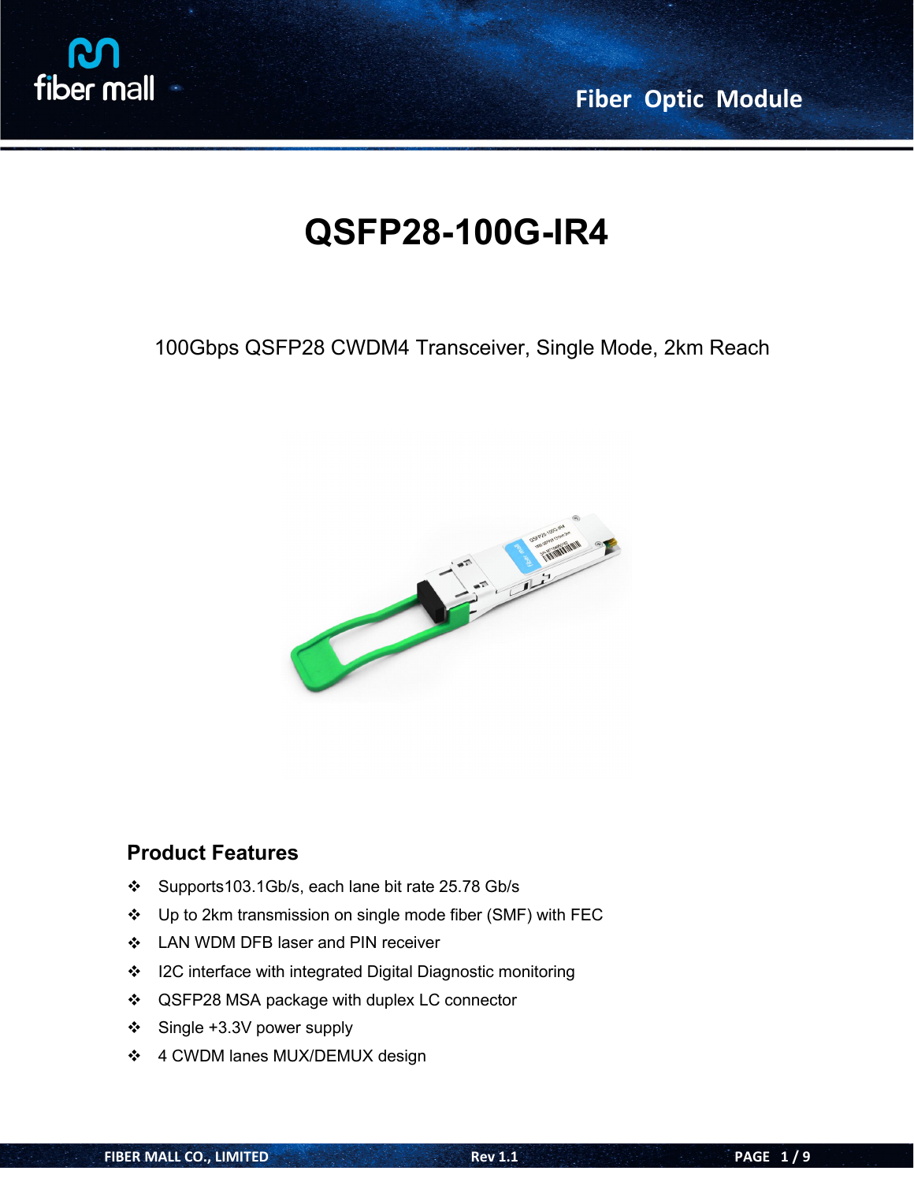# QSFP28-100G-IR4

100Gbps QSFP28 CWDM4 Transceiver, Single Mode, 2km Reach

## Product Features

- Supports103.1Gb/s, each lane bit rate 25.78 Gb/s
- Up to 2km transmission on single mode fiber (SMF) with FEC
- LAN WDM DFB laser and PIN receiver
- I2C interface with integrated Digital Diagnostic monitoring
- QSFP28 MSA package with duplex LC connector
- Single +3.3V power supply
- 4 CWDM lanes MUX/DEMUX design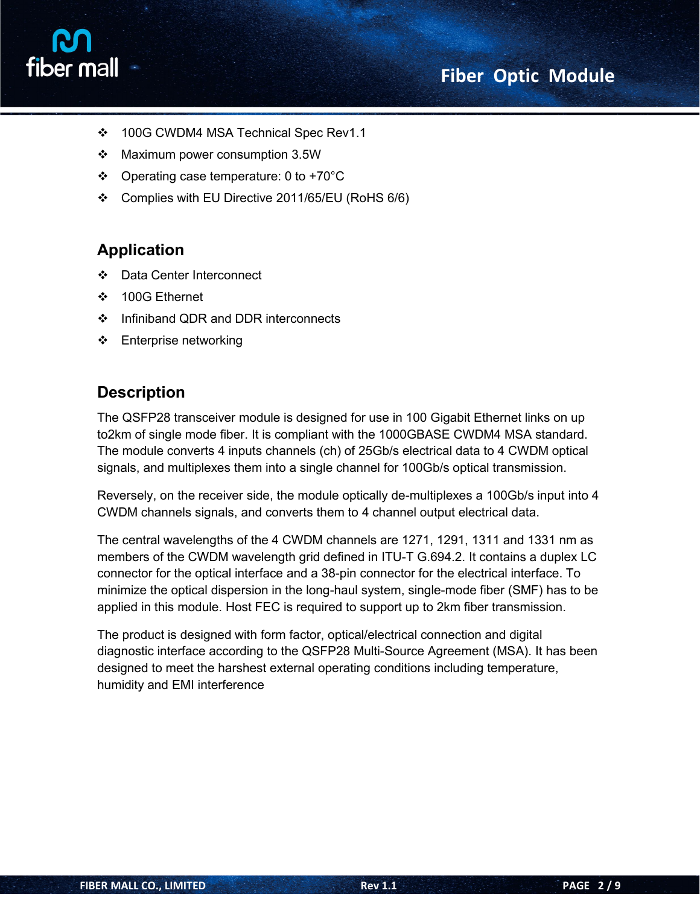- 100G CWDM4 MSA Technical Spec Rev1.1
- Maximum power consumption 3.5W
- Operating case temperature: 0 to +70°C
- Complies with EU Directive 2011/65/EU (RoHS 6/6)

## Application

- Data Center Interconnect
- 100G Ethernet
- Infiniband QDR and DDR interconnects
- Enterprise networking

## Description

The QSFP28 transceiver module is designed for use in 100 Gigabit Ethernet links on up to2km of single mode fiber. It is compliant with the 1000GBASE CWDM4 MSA standard. The module converts 4 inputs channels (ch) of 25Gb/s electrical data to 4 CWDM optical signals, and multiplexes them into a single channel for 100Gb/s optical transmission.

Reversely, on the receiver side, the module optically de-multiplexes a 100Gb/s input into 4 CWDM channels signals, and converts them to 4 channel output electrical data.

The central wavelengths of the 4 CWDM channels are 1271, 1291, 1311 and 1331 nm as members of the CWDM wavelength grid defined in ITU-T G.694.2. It contains a duplex LC connector for the optical interface and a 38-pin connector for the electrical interface. To minimize the optical dispersion in the long-haul system, single-mode fiber (SMF) has to be applied in this module. Host FEC is required to support up to 2km fiber transmission.

The product is designed with form factor, optical/electrical connection and digital diagnostic interface according to the QSFP28 Multi-Source Agreement (MSA). It has been designed to meet the harshest external operating conditions including temperature, humidity and EMI interference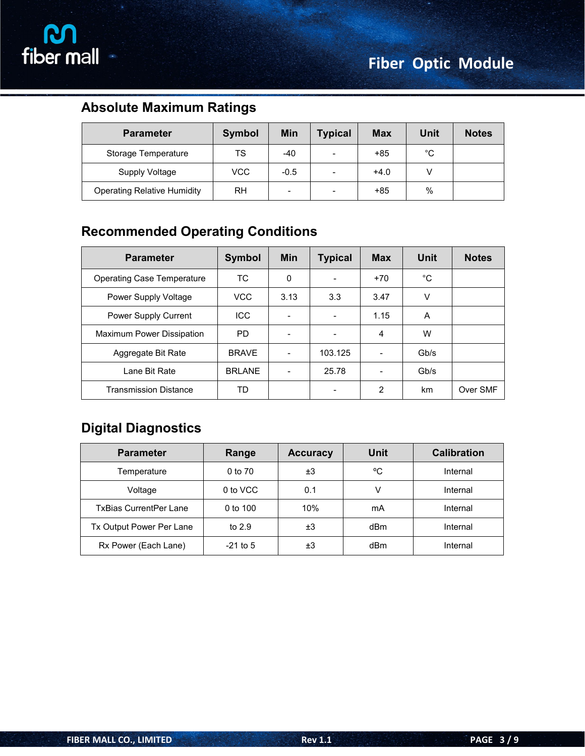## Absolute Maximum Ratings

| Parameter | Symbol | Min | Typical | Max | Unit | Notes |
|---|---|---|---|---|---|---|
| Storage Temperature | TS | -40 | - | +85 | °C | |
| Supply Voltage | VCC | -0.5 | - | +4.0 | V | |
| Operating Relative Humidity | RH | - | - | +85 | % | |

## Recommended Operating Conditions

| Parameter | Symbol | Min | Typical | Max | Unit | Notes |
|---|---|---|---|---|---|---|
| Operating Case Temperature | TC | 0 | - | +70 | °C | |
| Power Supply Voltage | VCC | 3.13 | 3.3 | 3.47 | V | |
| Power Supply Current | ICC | - | - | 1.15 | A | |
| Maximum Power Dissipation | PD | - | - | 4 | W | |
| Aggregate Bit Rate | BRAVE | - | 103.125 | - | Gb/s | |
| Lane Bit Rate | BRLANE | - | 25.78 | - | Gb/s | |
| Transmission Distance | TD | | - | 2 | km | Over SMF |

## Digital Diagnostics

| Parameter | Range | Accuracy | Unit | Calibration |
|---|---|---|---|---|
| Temperature | 0 to 70 | ±3 | ºC | Internal |
| Voltage | 0 to VCC | 0.1 | V | Internal |
| TxBias CurrentPer Lane | 0 to 100 | 10% | mA | Internal |
| Tx Output Power Per Lane | to 2.9 | ±3 | dBm | Internal |
| Rx Power (Each Lane) | -21 to 5 | ±3 | dBm | Internal |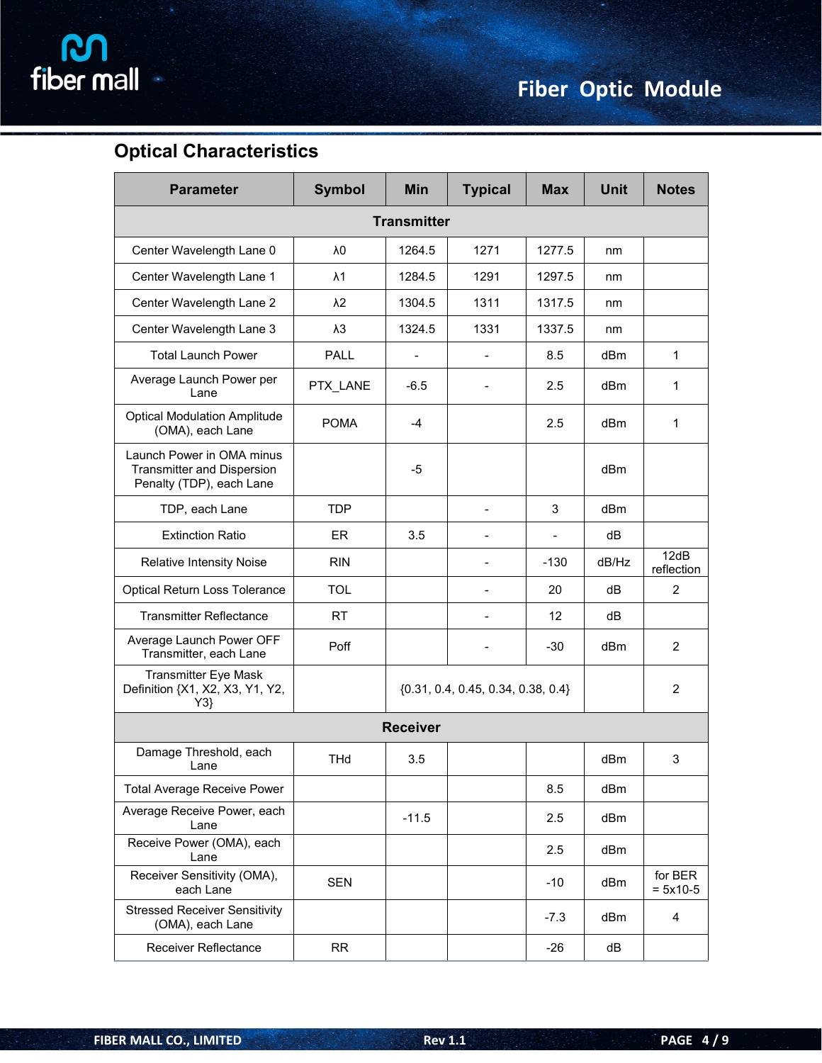## Optical Characteristics

| Parameter | Symbol | Min | Typical | Max | Unit | Notes |
|---|---|---|---|---|---|---|
| **Transmitter** | | | | | | |
| Center Wavelength Lane 0 | λ0 | 1264.5 | 1271 | 1277.5 | nm | |
| Center Wavelength Lane 1 | λ1 | 1284.5 | 1291 | 1297.5 | nm | |
| Center Wavelength Lane 2 | λ2 | 1304.5 | 1311 | 1317.5 | nm | |
| Center Wavelength Lane 3 | λ3 | 1324.5 | 1331 | 1337.5 | nm | |
| Total Launch Power | PALL | - | - | 8.5 | dBm | 1 |
| Average Launch Power per Lane | PTX_LANE | -6.5 | - | 2.5 | dBm | 1 |
| Optical Modulation Amplitude (OMA), each Lane | POMA | -4 | | 2.5 | dBm | 1 |
| Launch Power in OMA minus Transmitter and Dispersion Penalty (TDP), each Lane | | -5 | | | dBm | |
| TDP, each Lane | TDP | | - | 3 | dBm | |
| Extinction Ratio | ER | 3.5 | - | - | dB | |
| Relative Intensity Noise | RIN | | - | -130 | dB/Hz | 12dB reflection |
| Optical Return Loss Tolerance | TOL | | - | 20 | dB | 2 |
| Transmitter Reflectance | RT | | - | 12 | dB | |
| Average Launch Power OFF Transmitter, each Lane | Poff | | - | -30 | dBm | 2 |
| Transmitter Eye Mask Definition {X1, X2, X3, Y1, Y2, Y3} | | {0.31, 0.4, 0.45, 0.34, 0.38, 0.4} | | | | 2 |
| **Receiver** | | | | | | |
| Damage Threshold, each Lane | THd | 3.5 | | | dBm | 3 |
| Total Average Receive Power | | | | 8.5 | dBm | |
| Average Receive Power, each Lane | | -11.5 | | 2.5 | dBm | |
| Receive Power (OMA), each Lane | | | | 2.5 | dBm | |
| Receiver Sensitivity (OMA), each Lane | SEN | | | -10 | dBm | for BER = 5x10-5 |
| Stressed Receiver Sensitivity (OMA), each Lane | | | | -7.3 | dBm | 4 |
| Receiver Reflectance | RR | | | -26 | dB | |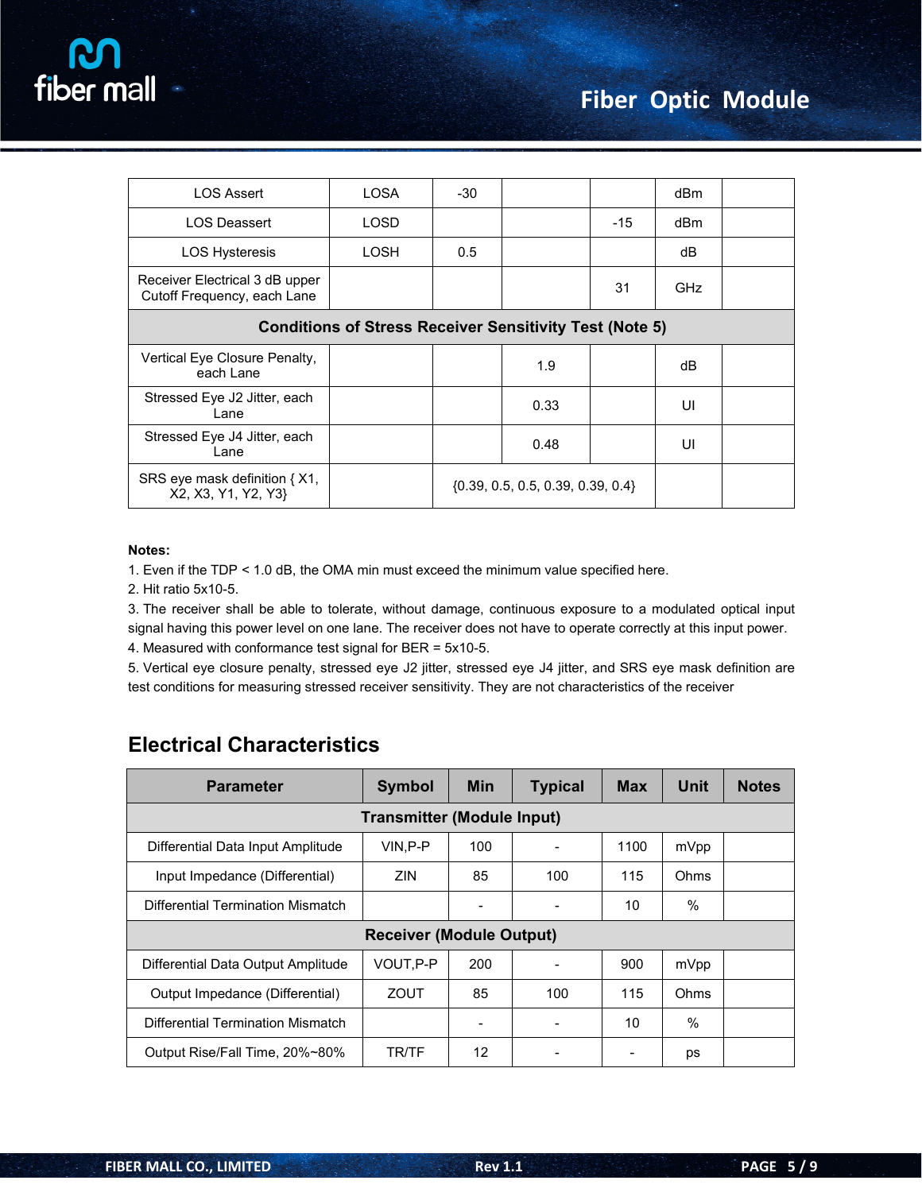| | | | | | | |
|---|---|---|---|---|---|---|
| LOS Assert | LOSA | -30 | | | dBm | |
| LOS Deassert | LOSD | | | -15 | dBm | |
| LOS Hysteresis | LOSH | 0.5 | | | dB | |
| Receiver Electrical 3 dB upper Cutoff Frequency, each Lane | | | | 31 | GHz | |
| **Conditions of Stress Receiver Sensitivity Test (Note 5)** | | | | | | |
| Vertical Eye Closure Penalty, each Lane | | | 1.9 | | dB | |
| Stressed Eye J2 Jitter, each Lane | | | 0.33 | | UI | |
| Stressed Eye J4 Jitter, each Lane | | | 0.48 | | UI | |
| SRS eye mask definition { X1, X2, X3, Y1, Y2, Y3} | | {0.39, 0.5, 0.5, 0.39, 0.39, 0.4} | | | | |

**Notes:**

1. Even if the TDP < 1.0 dB, the OMA min must exceed the minimum value specified here.
2. Hit ratio 5x10-5.
3. The receiver shall be able to tolerate, without damage, continuous exposure to a modulated optical input signal having this power level on one lane. The receiver does not have to operate correctly at this input power.
4. Measured with conformance test signal for BER = 5x10-5.
5. Vertical eye closure penalty, stressed eye J2 jitter, stressed eye J4 jitter, and SRS eye mask definition are test conditions for measuring stressed receiver sensitivity. They are not characteristics of the receiver

## Electrical Characteristics

| Parameter | Symbol | Min | Typical | Max | Unit | Notes |
|---|---|---|---|---|---|---|
| **Transmitter (Module Input)** | | | | | | |
| Differential Data Input Amplitude | VIN,P-P | 100 | - | 1100 | mVpp | |
| Input Impedance (Differential) | ZIN | 85 | 100 | 115 | Ohms | |
| Differential Termination Mismatch | | - | - | 10 | % | |
| **Receiver (Module Output)** | | | | | | |
| Differential Data Output Amplitude | VOUT,P-P | 200 | - | 900 | mVpp | |
| Output Impedance (Differential) | ZOUT | 85 | 100 | 115 | Ohms | |
| Differential Termination Mismatch | | - | - | 10 | % | |
| Output Rise/Fall Time, 20%~80% | TR/TF | 12 | - | - | ps | |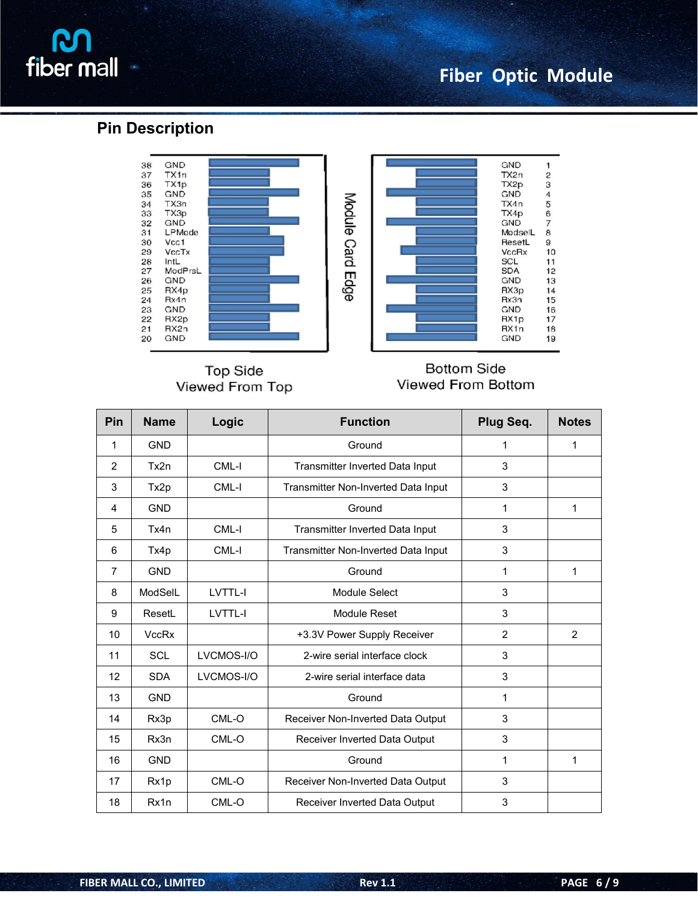## Pin Description

| Pin | Name | Logic | Function | Plug Seq. | Notes |
|---|---|---|---|---|---|
| 1 | GND | | Ground | 1 | 1 |
| 2 | Tx2n | CML-I | Transmitter Inverted Data Input | 3 | |
| 3 | Tx2p | CML-I | Transmitter Non-Inverted Data Input | 3 | |
| 4 | GND | | Ground | 1 | 1 |
| 5 | Tx4n | CML-I | Transmitter Inverted Data Input | 3 | |
| 6 | Tx4p | CML-I | Transmitter Non-Inverted Data Input | 3 | |
| 7 | GND | | Ground | 1 | 1 |
| 8 | ModSelL | LVTTL-I | Module Select | 3 | |
| 9 | ResetL | LVTTL-I | Module Reset | 3 | |
| 10 | VccRx | | +3.3V Power Supply Receiver | 2 | 2 |
| 11 | SCL | LVCMOS-I/O | 2-wire serial interface clock | 3 | |
| 12 | SDA | LVCMOS-I/O | 2-wire serial interface data | 3 | |
| 13 | GND | | Ground | 1 | |
| 14 | Rx3p | CML-O | Receiver Non-Inverted Data Output | 3 | |
| 15 | Rx3n | CML-O | Receiver Inverted Data Output | 3 | |
| 16 | GND | | Ground | 1 | 1 |
| 17 | Rx1p | CML-O | Receiver Non-Inverted Data Output | 3 | |
| 18 | Rx1n | CML-O | Receiver Inverted Data Output | 3 | |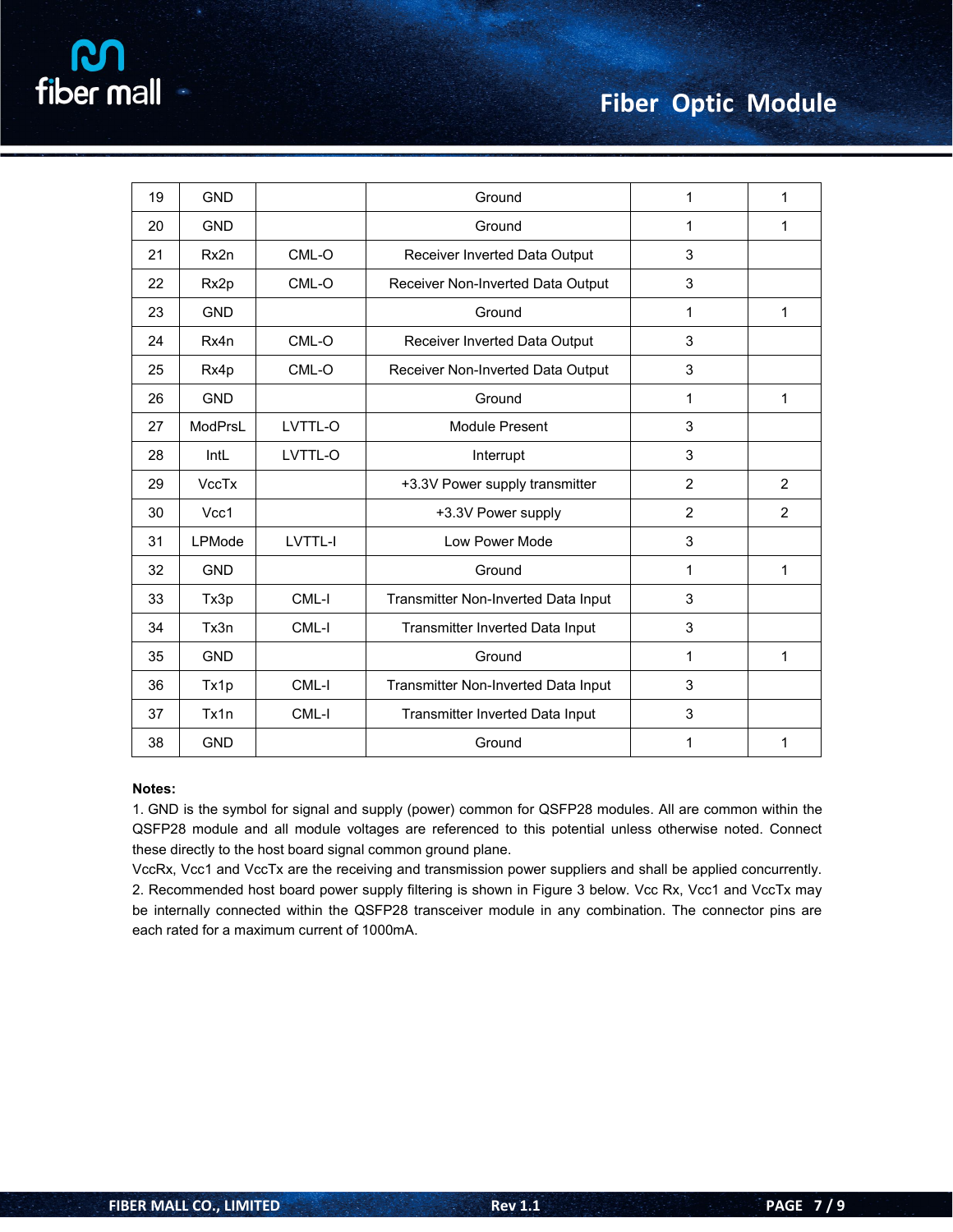| 19 | GND | | Ground | 1 | 1 |
|---|---|---|---|---|---|
| 20 | GND | | Ground | 1 | 1 |
| 21 | Rx2n | CML-O | Receiver Inverted Data Output | 3 | |
| 22 | Rx2p | CML-O | Receiver Non-Inverted Data Output | 3 | |
| 23 | GND | | Ground | 1 | 1 |
| 24 | Rx4n | CML-O | Receiver Inverted Data Output | 3 | |
| 25 | Rx4p | CML-O | Receiver Non-Inverted Data Output | 3 | |
| 26 | GND | | Ground | 1 | 1 |
| 27 | ModPrsL | LVTTL-O | Module Present | 3 | |
| 28 | IntL | LVTTL-O | Interrupt | 3 | |
| 29 | VccTx | | +3.3V Power supply transmitter | 2 | 2 |
| 30 | Vcc1 | | +3.3V Power supply | 2 | 2 |
| 31 | LPMode | LVTTL-I | Low Power Mode | 3 | |
| 32 | GND | | Ground | 1 | 1 |
| 33 | Tx3p | CML-I | Transmitter Non-Inverted Data Input | 3 | |
| 34 | Tx3n | CML-I | Transmitter Inverted Data Input | 3 | |
| 35 | GND | | Ground | 1 | 1 |
| 36 | Tx1p | CML-I | Transmitter Non-Inverted Data Input | 3 | |
| 37 | Tx1n | CML-I | Transmitter Inverted Data Input | 3 | |
| 38 | GND | | Ground | 1 | 1 |

**Notes:**

1. GND is the symbol for signal and supply (power) common for QSFP28 modules. All are common within the QSFP28 module and all module voltages are referenced to this potential unless otherwise noted. Connect these directly to the host board signal common ground plane.

VccRx, Vcc1 and VccTx are the receiving and transmission power suppliers and shall be applied concurrently.

2. Recommended host board power supply filtering is shown in Figure 3 below. Vcc Rx, Vcc1 and VccTx may be internally connected within the QSFP28 transceiver module in any combination. The connector pins are each rated for a maximum current of 1000mA.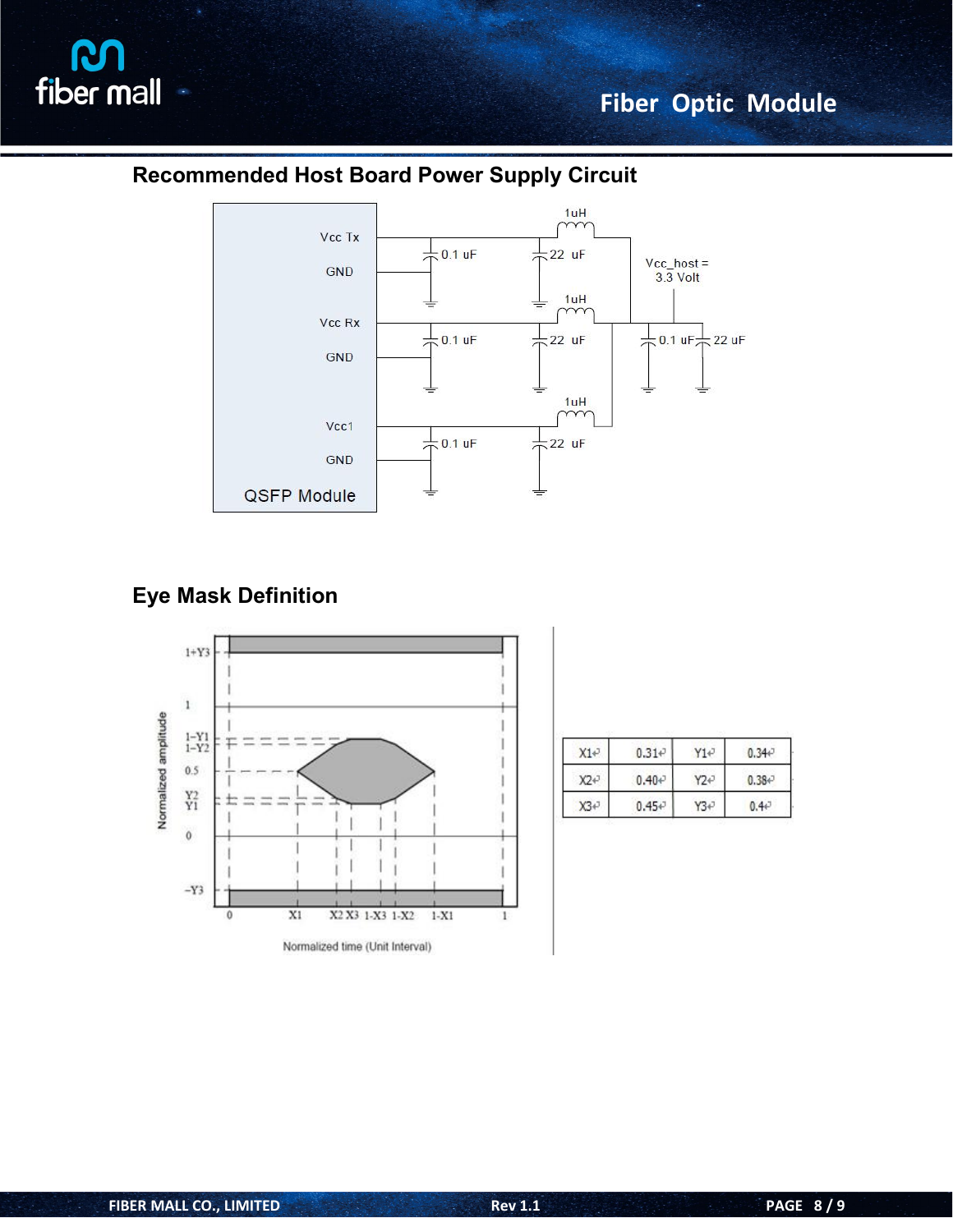## Recommended Host Board Power Supply Circuit

## Eye Mask Definition

| X1 | 0.31 | Y1 | 0.34 |
|---|---|---|---|
| X2 | 0.40 | Y2 | 0.38 |
| X3 | 0.45 | Y3 | 0.4 |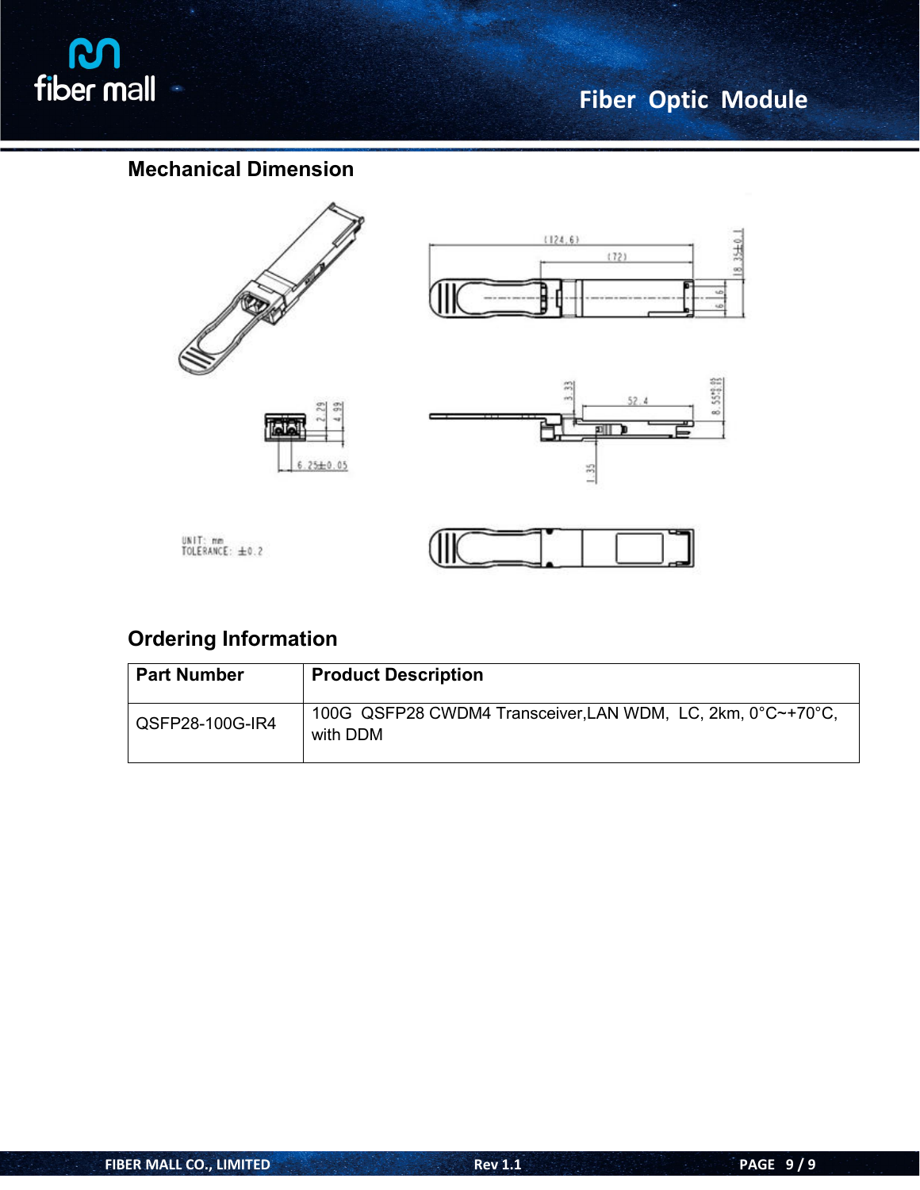## Mechanical Dimension

UNIT: mm
TOLERANCE: ±0.2

(124.6)
(72)
18.35±0.1
6.6
2.29
4.99
6.25±0.05
3.33
52.4
8.55±0.05
1.35

## Ordering Information

| Part Number | Product Description |
|---|---|
| QSFP28-100G-IR4 | 100G QSFP28 CWDM4 Transceiver,LAN WDM, LC, 2km, 0°C~+70°C, with DDM |